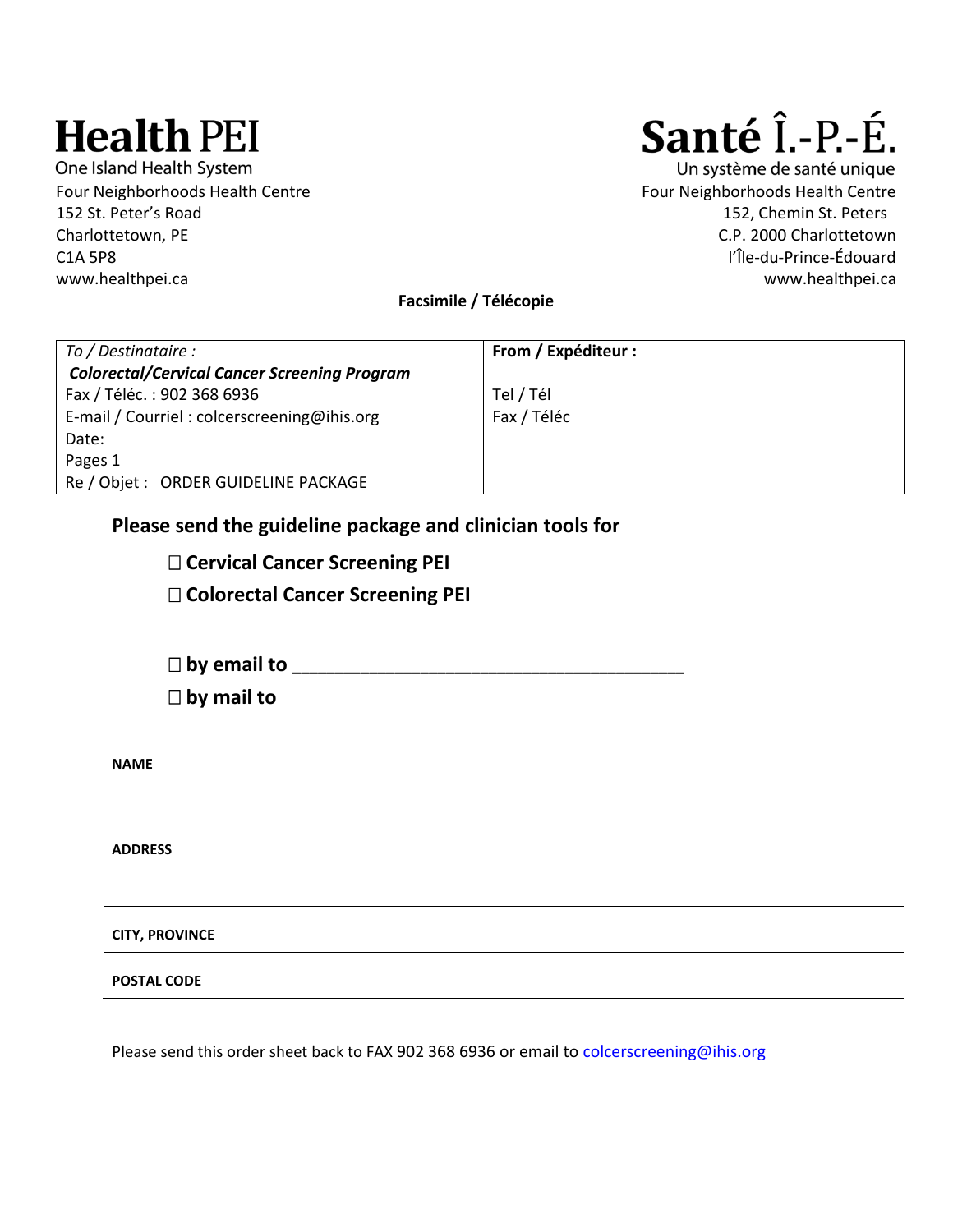**Health PEI**
One Island Health System
Four Neighborhoods Health Centre
152 St. Peter's Road
Charlottetown, PE
C1A 5P8
www.healthpei.ca

**Santé Î.-P.-É.**
Un système de santé unique
Four Neighborhoods Health Centre
152, Chemin St. Peters
C.P. 2000 Charlottetown
l'Île-du-Prince-Édouard
www.healthpei.ca

**Facsimile / Télécopie**

| *To / Destinataire :* | **From / Expéditeur :** |
|---|---|
| ***Colorectal/Cervical Cancer Screening Program*** | |
| Fax / Téléc. : 902 368 6936 | Tel / Tél |
| E-mail / Courriel : colcerscreening@ihis.org | Fax / Téléc |
| Date: | |
| Pages 1 | |
| Re / Objet : ORDER GUIDELINE PACKAGE | |

**Please send the guideline package and clinician tools for**

☐ **Cervical Cancer Screening PEI**

☐ **Colorectal Cancer Screening PEI**

☐ **by email to \_\_\_\_\_\_\_\_\_\_\_\_\_\_\_\_\_\_\_\_\_\_\_\_\_\_\_\_\_\_\_\_\_\_\_\_\_\_\_\_**

☐ **by mail to**

**NAME**

---

**ADDRESS**

---

**CITY, PROVINCE**

---

**POSTAL CODE**

---

Please send this order sheet back to FAX 902 368 6936 or email to colcerscreening@ihis.org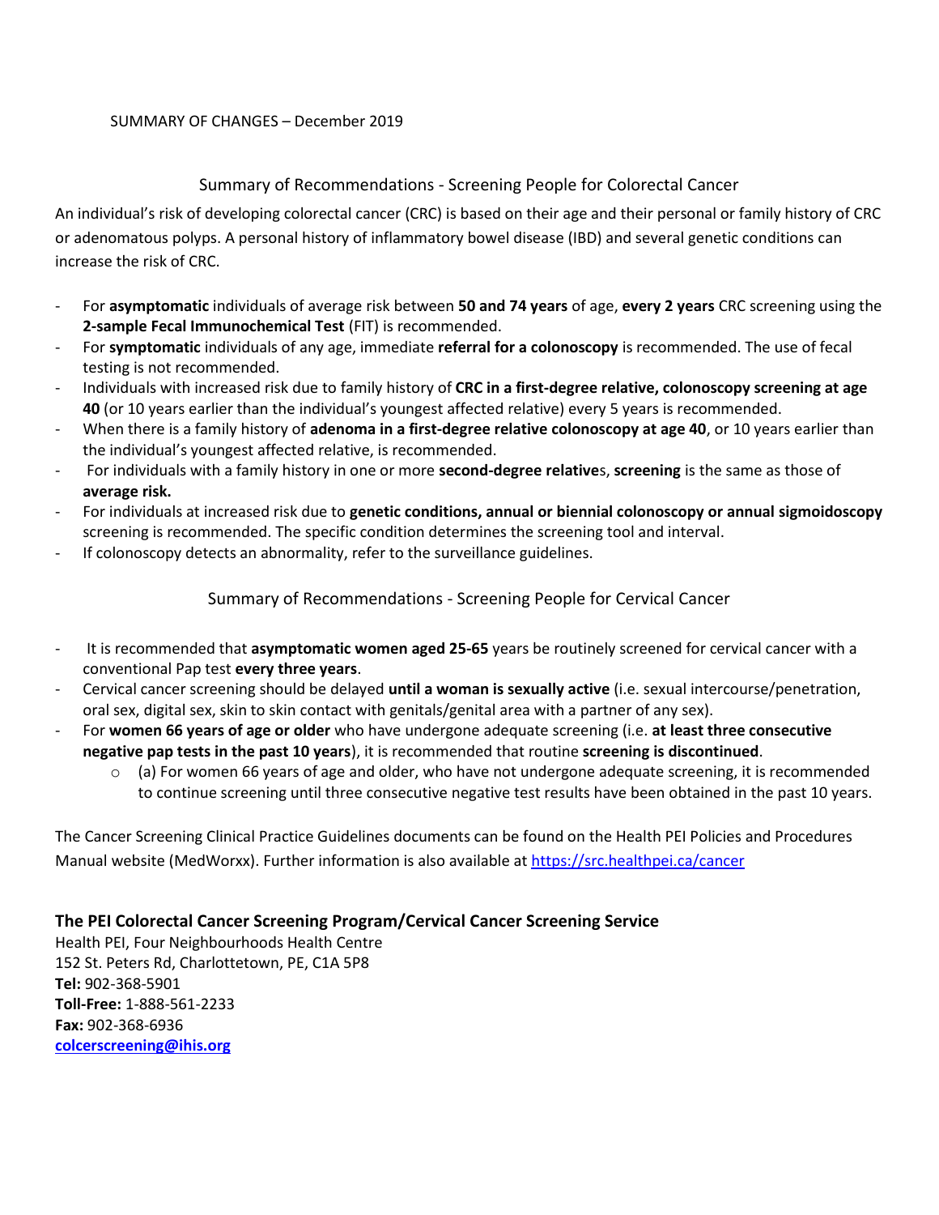SUMMARY OF CHANGES – December 2019

## Summary of Recommendations - Screening People for Colorectal Cancer

An individual's risk of developing colorectal cancer (CRC) is based on their age and their personal or family history of CRC or adenomatous polyps. A personal history of inflammatory bowel disease (IBD) and several genetic conditions can increase the risk of CRC.

- For **asymptomatic** individuals of average risk between **50 and 74 years** of age, **every 2 years** CRC screening using the **2-sample Fecal Immunochemical Test** (FIT) is recommended.
- For **symptomatic** individuals of any age, immediate **referral for a colonoscopy** is recommended. The use of fecal testing is not recommended.
- Individuals with increased risk due to family history of **CRC in a first-degree relative, colonoscopy screening at age 40** (or 10 years earlier than the individual's youngest affected relative) every 5 years is recommended.
- When there is a family history of **adenoma in a first-degree relative colonoscopy at age 40**, or 10 years earlier than the individual's youngest affected relative, is recommended.
- For individuals with a family history in one or more **second-degree relative**s, **screening** is the same as those of **average risk.**
- For individuals at increased risk due to **genetic conditions, annual or biennial colonoscopy or annual sigmoidoscopy** screening is recommended. The specific condition determines the screening tool and interval.
- If colonoscopy detects an abnormality, refer to the surveillance guidelines.

## Summary of Recommendations - Screening People for Cervical Cancer

- It is recommended that **asymptomatic women aged 25-65** years be routinely screened for cervical cancer with a conventional Pap test **every three years**.
- Cervical cancer screening should be delayed **until a woman is sexually active** (i.e. sexual intercourse/penetration, oral sex, digital sex, skin to skin contact with genitals/genital area with a partner of any sex).
- For **women 66 years of age or older** who have undergone adequate screening (i.e. **at least three consecutive negative pap tests in the past 10 years**), it is recommended that routine **screening is discontinued**.
  - (a) For women 66 years of age and older, who have not undergone adequate screening, it is recommended to continue screening until three consecutive negative test results have been obtained in the past 10 years.

The Cancer Screening Clinical Practice Guidelines documents can be found on the Health PEI Policies and Procedures Manual website (MedWorxx). Further information is also available at https://src.healthpei.ca/cancer

**The PEI Colorectal Cancer Screening Program/Cervical Cancer Screening Service**
Health PEI, Four Neighbourhoods Health Centre
152 St. Peters Rd, Charlottetown, PE, C1A 5P8
**Tel:** 902-368-5901
**Toll-Free:** 1-888-561-2233
**Fax:** 902-368-6936
**colcerscreening@ihis.org**